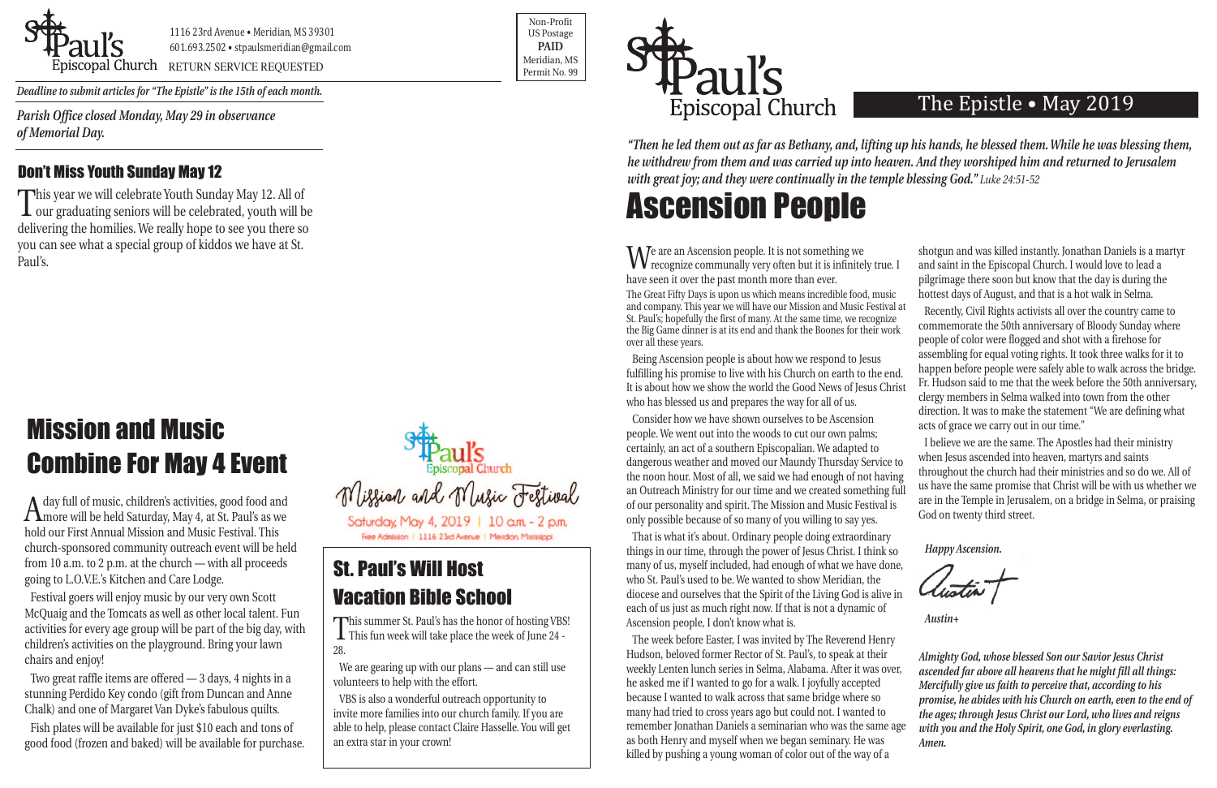St. Paul's Episcopal Church

1116 23rd Avenue • Meridian, MS 39301
601.693.2502 • stpaulsmeridian@gmail.com
RETURN SERVICE REQUESTED

Non-Profit
US Postage
**PAID**
Meridian, MS
Permit No. 99

*Deadline to submit articles for "The Epistle" is the 15th of each month.*

*Parish Office closed Monday, May 29 in observance of Memorial Day.*

## Don't Miss Youth Sunday May 12

This year we will celebrate Youth Sunday May 12. All of our graduating seniors will be celebrated, youth will be delivering the homilies. We really hope to see you there so you can see what a special group of kiddos we have at St. Paul's.

# Mission and Music Combine For May 4 Event

A day full of music, children's activities, good food and more will be held Saturday, May 4, at St. Paul's as we hold our First Annual Mission and Music Festival. This church-sponsored community outreach event will be held from 10 a.m. to 2 p.m. at the church — with all proceeds going to L.O.V.E.'s Kitchen and Care Lodge.

Festival goers will enjoy music by our very own Scott McQuaig and the Tomcats as well as other local talent. Fun activities for every age group will be part of the big day, with children's activities on the playground. Bring your lawn chairs and enjoy!

Two great raffle items are offered — 3 days, 4 nights in a stunning Perdido Key condo (gift from Duncan and Anne Chalk) and one of Margaret Van Dyke's fabulous quilts.

Fish plates will be available for just $10 each and tons of good food (frozen and baked) will be available for purchase.

St. Paul's Episcopal Church
Mission and Music Festival
Saturday, May 4, 2019 | 10 a.m. - 2 p.m.
Free Admission | 1116 23rd Avenue | Meridian, Mississippi

## St. Paul's Will Host Vacation Bible School

This summer St. Paul's has the honor of hosting VBS! This fun week will take place the week of June 24 - 28.

We are gearing up with our plans — and can still use volunteers to help with the effort.

VBS is also a wonderful outreach opportunity to invite more families into our church family. If you are able to help, please contact Claire Hasselle. You will get an extra star in your crown!

St. Paul's Episcopal Church

The Epistle • May 2019

*"Then he led them out as far as Bethany, and, lifting up his hands, he blessed them. While he was blessing them, he withdrew from them and was carried up into heaven. And they worshiped him and returned to Jerusalem with great joy; and they were continually in the temple blessing God."* *Luke 24:51-52*

# Ascension People

We are an Ascension people. It is not something we recognize communally very often but it is infinitely true. I have seen it over the past month more than ever.

The Great Fifty Days is upon us which means incredible food, music and company. This year we will have our Mission and Music Festival at St. Paul's; hopefully the first of many. At the same time, we recognize the Big Game dinner is at its end and thank the Boones for their work over all these years.

Being Ascension people is about how we respond to Jesus fulfilling his promise to live with his Church on earth to the end. It is about how we show the world the Good News of Jesus Christ who has blessed us and prepares the way for all of us.

Consider how we have shown ourselves to be Ascension people. We went out into the woods to cut our own palms; certainly, an act of a southern Episcopalian. We adapted to dangerous weather and moved our Maundy Thursday Service to the noon hour. Most of all, we said we had enough of not having an Outreach Ministry for our time and we created something full of our personality and spirit. The Mission and Music Festival is only possible because of so many of you willing to say yes.

That is what it's about. Ordinary people doing extraordinary things in our time, through the power of Jesus Christ. I think so many of us, myself included, had enough of what we have done, who St. Paul's used to be. We wanted to show Meridian, the diocese and ourselves that the Spirit of the Living God is alive in each of us just as much right now. If that is not a dynamic of Ascension people, I don't know what is.

The week before Easter, I was invited by The Reverend Henry Hudson, beloved former Rector of St. Paul's, to speak at their weekly Lenten lunch series in Selma, Alabama. After it was over, he asked me if I wanted to go for a walk. I joyfully accepted because I wanted to walk across that same bridge where so many had tried to cross years ago but could not. I wanted to remember Jonathan Daniels a seminarian who was the same age as both Henry and myself when we began seminary. He was killed by pushing a young woman of color out of the way of a shotgun and was killed instantly. Jonathan Daniels is a martyr and saint in the Episcopal Church. I would love to lead a pilgrimage there soon but know that the day is during the hottest days of August, and that is a hot walk in Selma.

Recently, Civil Rights activists all over the country came to commemorate the 50th anniversary of Bloody Sunday where people of color were flogged and shot with a firehose for assembling for equal voting rights. It took three walks for it to happen before people were safely able to walk across the bridge. Fr. Hudson said to me that the week before the 50th anniversary, clergy members in Selma walked into town from the other direction. It was to make the statement "We are defining what acts of grace we carry out in our time."

I believe we are the same. The Apostles had their ministry when Jesus ascended into heaven, martyrs and saints throughout the church had their ministries and so do we. All of us have the same promise that Christ will be with us whether we are in the Temple in Jerusalem, on a bridge in Selma, or praising God on twenty third street.

*Happy Ascension.*

Austin+

*Austin+*

***Almighty God, whose blessed Son our Savior Jesus Christ ascended far above all heavens that he might fill all things: Mercifully give us faith to perceive that, according to his promise, he abides with his Church on earth, even to the end of the ages; through Jesus Christ our Lord, who lives and reigns with you and the Holy Spirit, one God, in glory everlasting. Amen.***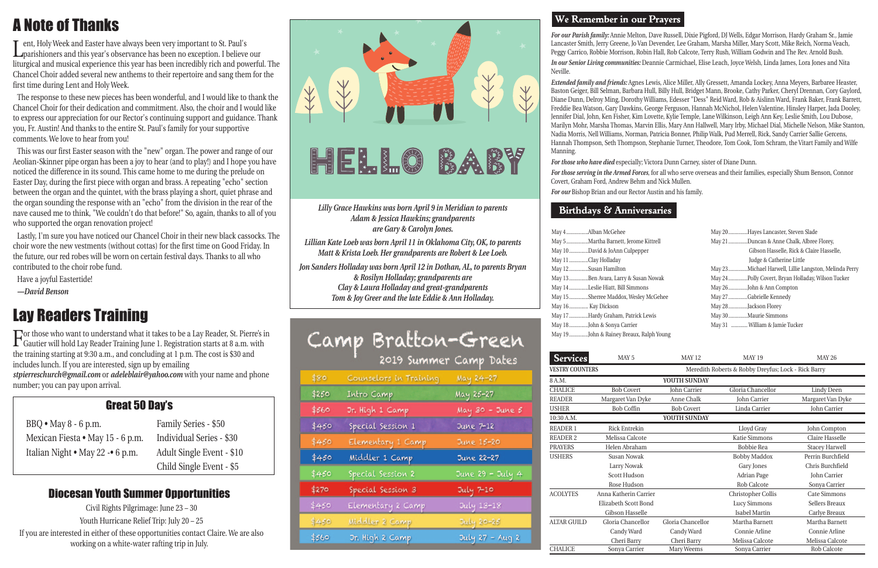# A Note of Thanks

Lent, Holy Week and Easter have always been very important to St. Paul's parishioners and this year's observance has been no exception. I believe our liturgical and musical experience this year has been incredibly rich and powerful. The Chancel Choir added several new anthems to their repertoire and sang them for the first time during Lent and Holy Week.

The response to these new pieces has been wonderful, and I would like to thank the Chancel Choir for their dedication and commitment. Also, the choir and I would like to express our appreciation for our Rector's continuing support and guidance. Thank you, Fr. Austin! And thanks to the entire St. Paul's family for your supportive comments. We love to hear from you!

This was our first Easter season with the "new" organ. The power and range of our Aeolian-Skinner pipe organ has been a joy to hear (and to play!) and I hope you have noticed the difference in its sound. This came home to me during the prelude on Easter Day, during the first piece with organ and brass. A repeating "echo" section between the organ and the quintet, with the brass playing a short, quiet phrase and the organ sounding the response with an "echo" from the division in the rear of the nave caused me to think, "We couldn't do that before!" So, again, thanks to all of you who supported the organ renovation project!

Lastly, I'm sure you have noticed our Chancel Choir in their new black cassocks. The choir wore the new vestments (without cottas) for the first time on Good Friday. In the future, our red robes will be worn on certain festival days. Thanks to all who contributed to the choir robe fund.

Have a joyful Eastertide!

*—David Benson*

# Lay Readers Training

For those who want to understand what it takes to be a Lay Reader, St. Pierre's in Gautier will hold Lay Reader Training June 1. Registration starts at 8 a.m. with the training starting at 9:30 a.m., and concluding at 1 p.m. The cost is $30 and includes lunch. If you are interested, sign up by emailing *stpierreschurch@gmail.com* or *adeleblair@yahoo.com* with your name and phone number; you can pay upon arrival.

## Great 50 Day's

| | |
|---|---|
| BBQ • May 8 - 6 p.m. | Family Series - $50 |
| Mexican Fiesta • May 15 - 6 p.m. | Individual Series - $30 |
| Italian Night • May 22 -• 6 p.m. | Adult Single Event - $10 |
| | Child Single Event - $5 |

## Diocesan Youth Summer Opportunities

Civil Rights Pilgrimage: June 23 – 30

Youth Hurricane Relief Trip: July 20 – 25

If you are interested in either of these opportunities contact Claire. We are also working on a white-water rafting trip in July.

HELLO BABY

*Lilly Grace Hawkins was born April 9 in Meridian to parents Adam & Jessica Hawkins; grandparents are Gary & Carolyn Jones.*

*Lillian Kate Loeb was born April 11 in Oklahoma City, OK, to parents Matt & Krista Loeb. Her grandparents are Robert & Lee Loeb.*

*Jon Sanders Holladay was born April 12 in Dothan, AL, to parents Bryan & Rosilyn Holladay; grandparents are Clay & Laura Holladay and great-grandparents Tom & Joy Greer and the late Eddie & Ann Holladay.*

## Camp Bratton-Green

2019 Summer Camp Dates

| | | |
|---|---|---|
| $80 | Counselors in Training | May 24-27 |
| $250 | Intro Camp | May 25-27 |
| $560 | Jr. High 1 Camp | May 30 - June 5 |
| $450 | Special Session 1 | June 7-12 |
| $450 | Elementary 1 Camp | June 15-20 |
| $450 | Middler 1 Camp | June 22-27 |
| $450 | Special Session 2 | June 29 - July 4 |
| $270 | Special Session 3 | July 7-10 |
| $450 | Elementary 2 Camp | July 13-18 |
| $450 | Middler 2 Camp | July 20-25 |
| $560 | Jr. High 2 Camp | July 27 - Aug 2 |

## We Remember in our Prayers

***For our Parish family:*** Annie Melton, Dave Russell, Dixie Pigford, DJ Wells, Edgar Morrison, Hardy Graham Sr., Jamie Lancaster Smith, Jerry Greene, Jo Van Devender, Lee Graham, Marsha Miller, Mary Scott, Mike Reich, Norma Veach, Peggy Carrico, Robbie Morrison, Robin Hall, Rob Calcote, Terry Rush, William Godwin and The Rev. Arnold Bush.

***In our Senior Living communities:*** Deannie Carmichael, Elise Leach, Joyce Welsh, Linda James, Lora Jones and Nita Neville.

***Extended family and friends:*** Agnes Lewis, Alice Miller, Ally Gressett, Amanda Lockey, Anna Meyers, Barbaree Heaster, Baston Geiger, Bill Selman, Barbara Hull, Billy Hull, Bridget Mann, Brooke, Cathy Parker, Cheryl Drennan, Cory Gaylord, Diane Dunn, Delroy Ming, Dorothy Williams, Edesser "Dess" Reid Ward, Rob & Aislinn Ward, Frank Barker, Frank Barrett, Freddie Bea Watson, Gary Dawkins, George Ferguson, Hannah McNichol, Helen Valentine, Hinsley Harper, Jada Dooley, Jennifer Dial, John, Ken Fisher, Kim Lovette, Kylie Temple, Lane Wilkinson, Leigh Ann Key, Leslie Smith, Lou Dubose, Marilyn Mohr, Marsha Thomas, Marvin Ellis, Mary Ann Hallwell, Mary Irby, Michael Dial, Michelle Nelson, Mike Stanton, Nadia Morris, Nell Williams, Norman, Patricia Bonner, Philip Walk, Pud Merrell, Rick, Sandy Carrier Sallie Gercens, Hannah Thompson, Seth Thompson, Stephanie Turner, Theodore, Tom Cook, Tom Schram, the Vitart Family and Wilfe Manning.

***For those who have died*** especially; Victora Dunn Carney, sister of Diane Dunn.

***For those serving in the Armed Forces***, for all who serve overseas and their families, especially Shum Benson, Connor Covert, Graham Ford, Andrew Behm and Nick Mullen.

***For our*** Bishop Brian and our Rector Austin and his family.

## Birthdays & Anniversaries

May 4..............Alban McGehee
May 5..............Martha Barnett, Jerome Kittrell
May 10............David & JoAnn Culpepper
May 11............Clay Holladay
May 12............Susan Hamilton
May 13............Ben Avara, Larry & Susan Nowak
May 14............Leslie Hiatt, Bill Simmons
May 15............Sherree Maddox, Wesley McGehee
May 16............ Kay Dickson
May 17............Hardy Graham, Patrick Lewis
May 18............John & Sonya Carrier
May 19............John & Rainey Breaux, Ralph Young
May 20............Hayes Lancaster, Steven Slade
May 21............Duncan & Anne Chalk, Albree Florey, Gibson Hasselle, Rick & Claire Hasselle, Judge & Catherine Little
May 23............Michael Harwell, Lillie Langston, Melinda Perry
May 24............Polly Covert, Bryan Holladay, Wilson Tucker
May 26............John & Ann Compton
May 27............Gabrielle Kennedy
May 28............Jackson Florey
May 30............Maurie Simmons
May 31 ...........William & Jamie Tucker

## Services

| Services | MAY 5 | MAY 12 | MAY 19 | MAY 26 |
|---|---|---|---|---|
| VESTRY COUNTERS | Meredith Roberts & Robby Dreyfus; Lock - Rick Barry | | | |
| 8 A.M. | | YOUTH SUNDAY | | |
| CHALICE | Bob Covert | John Carrier | Gloria Chancellor | Lindy Deen |
| READER | Margaret Van Dyke | Anne Chalk | John Carrier | Margaret Van Dyke |
| USHER | Bob Coffin | Bob Covert | Linda Carrier | John Carrier |
| 10:30 A.M. | | YOUTH SUNDAY | | |
| READER 1 | Rick Entrekin | | Lloyd Gray | John Compton |
| READER 2 | Melissa Calcote | | Katie Simmons | Claire Hasselle |
| PRAYERS | Helen Abraham | | Bobbie Rea | Stacey Harwell |
| USHERS | Susan Nowak | | Bobby Maddox | Perrin Burchfield |
| | Larry Nowak | | Gary Jones | Chris Burchfield |
| | Scott Hudson | | Adrian Page | John Carrier |
| | Rose Hudson | | Rob Calcote | Sonya Carrier |
| ACOLYTES | Anna Katherin Carrier | | Christopher Collis | Cate Simmons |
| | Elizabeth Scott Bond | | Lucy Simmons | Sellers Breaux |
| | Gibson Hasselle | | Isabel Martin | Carlye Breaux |
| ALTAR GUILD | Gloria Chancellor | Gloria Chancellor | Martha Barnett | Martha Barnett |
| | Candy Ward | Candy Ward | Connie Arline | Connie Arline |
| | Cheri Barry | Cheri Barry | Melissa Calcote | Melissa Calcote |
| CHALICE | Sonya Carrier | Mary Weems | Sonya Carrier | Rob Calcote |